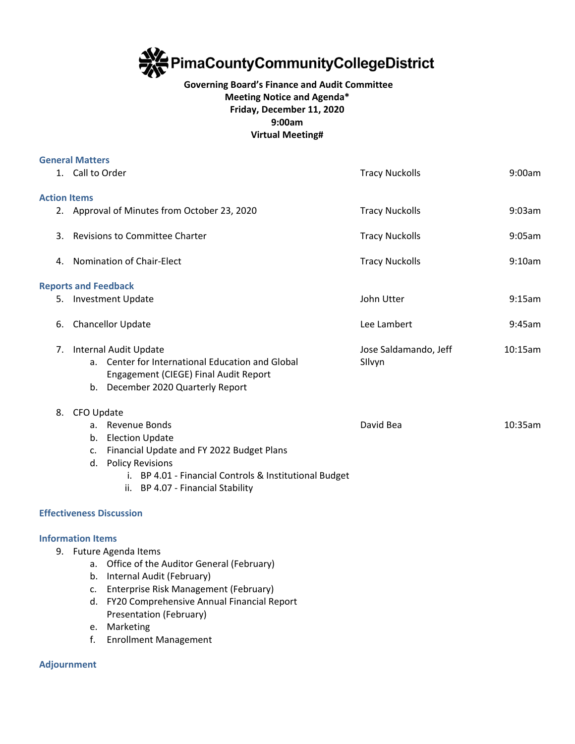# PimaCountyCommunityCollegeDistrict

**Governing Board's Finance and Audit Committee**
**Meeting Notice and Agenda***
**Friday, December 11, 2020**
**9:00am**
**Virtual Meeting#**

## General Matters

| | | |
|---|---|---|
| 1. Call to Order | Tracy Nuckolls | 9:00am |

## Action Items

| | | |
|---|---|---|
| 2. Approval of Minutes from October 23, 2020 | Tracy Nuckolls | 9:03am |
| 3. Revisions to Committee Charter | Tracy Nuckolls | 9:05am |
| 4. Nomination of Chair-Elect | Tracy Nuckolls | 9:10am |

## Reports and Feedback

| | | |
|---|---|---|
| 5. Investment Update | John Utter | 9:15am |
| 6. Chancellor Update | Lee Lambert | 9:45am |
| 7. Internal Audit Update<br>a. Center for International Education and Global Engagement (CIEGE) Final Audit Report<br>b. December 2020 Quarterly Report | Jose Saldamando, Jeff SIlvyn | 10:15am |
| 8. CFO Update<br>a. Revenue Bonds<br>b. Election Update<br>c. Financial Update and FY 2022 Budget Plans<br>d. Policy Revisions<br>i. BP 4.01 - Financial Controls & Institutional Budget<br>ii. BP 4.07 - Financial Stability | David Bea | 10:35am |

## Effectiveness Discussion

## Information Items

9. Future Agenda Items
   a. Office of the Auditor General (February)
   b. Internal Audit (February)
   c. Enterprise Risk Management (February)
   d. FY20 Comprehensive Annual Financial Report Presentation (February)
   e. Marketing
   f. Enrollment Management

## Adjournment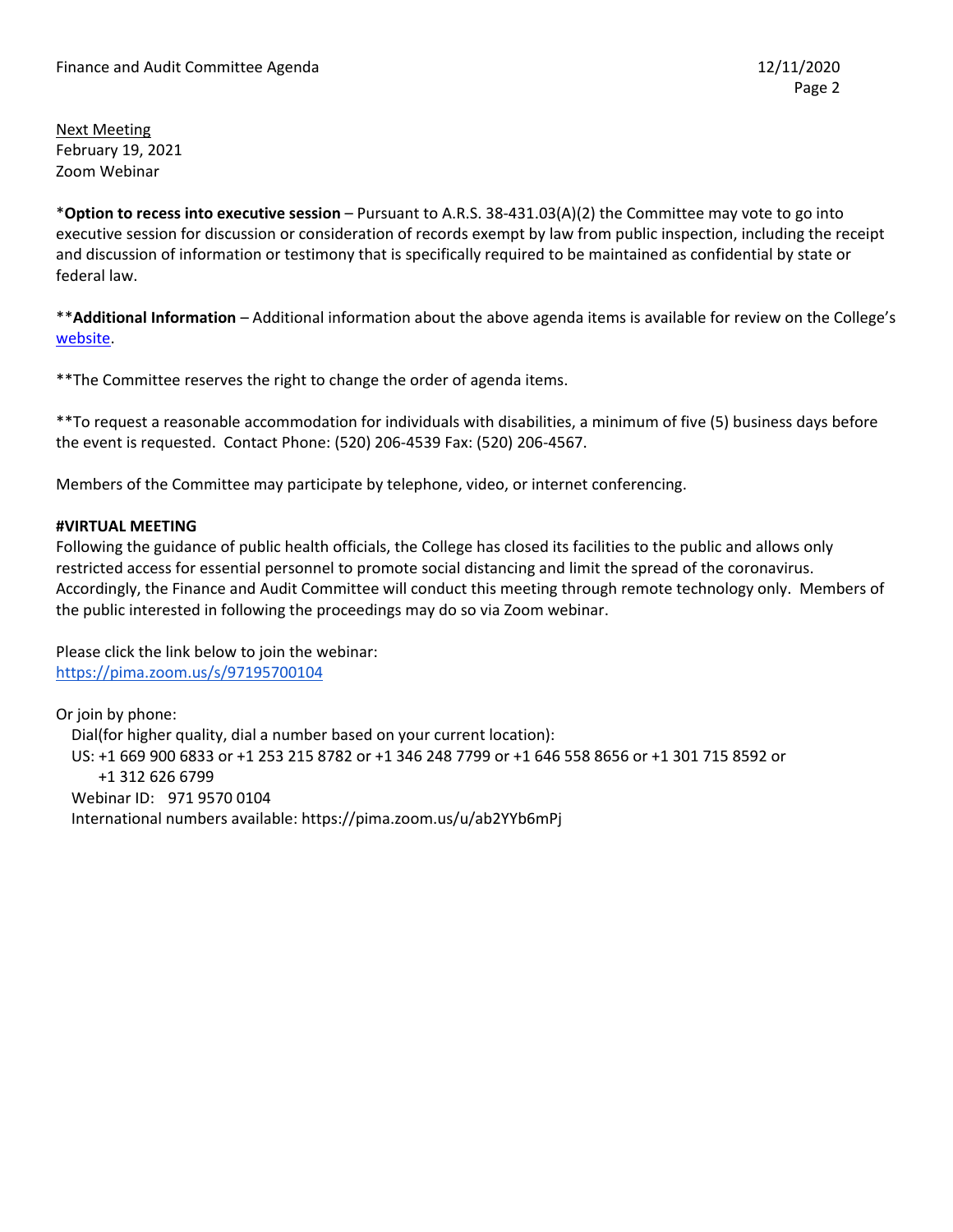Next Meeting
February 19, 2021
Zoom Webinar

***Option to recess into executive session** – Pursuant to A.R.S. 38-431.03(A)(2) the Committee may vote to go into executive session for discussion or consideration of records exempt by law from public inspection, including the receipt and discussion of information or testimony that is specifically required to be maintained as confidential by state or federal law.

****Additional Information** – Additional information about the above agenda items is available for review on the College's website.

**The Committee reserves the right to change the order of agenda items.

**To request a reasonable accommodation for individuals with disabilities, a minimum of five (5) business days before the event is requested. Contact Phone: (520) 206-4539 Fax: (520) 206-4567.

Members of the Committee may participate by telephone, video, or internet conferencing.

**#VIRTUAL MEETING**

Following the guidance of public health officials, the College has closed its facilities to the public and allows only restricted access for essential personnel to promote social distancing and limit the spread of the coronavirus. Accordingly, the Finance and Audit Committee will conduct this meeting through remote technology only. Members of the public interested in following the proceedings may do so via Zoom webinar.

Please click the link below to join the webinar:
https://pima.zoom.us/s/97195700104

Or join by phone:

Dial(for higher quality, dial a number based on your current location):
US: +1 669 900 6833 or +1 253 215 8782 or +1 346 248 7799 or +1 646 558 8656 or +1 301 715 8592 or +1 312 626 6799
Webinar ID: 971 9570 0104
International numbers available: https://pima.zoom.us/u/ab2YYb6mPj